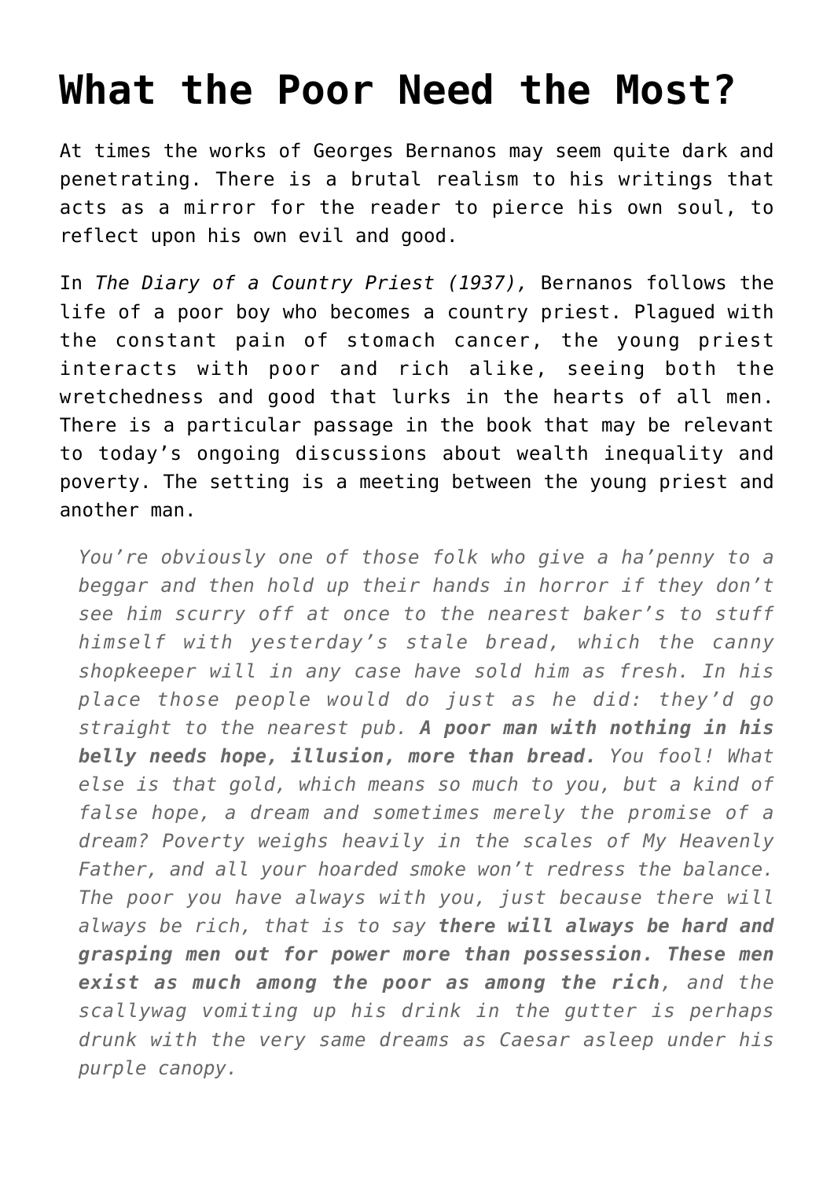# What the Poor Need the Most?

At times the works of Georges Bernanos may seem quite dark and penetrating. There is a brutal realism to his writings that acts as a mirror for the reader to pierce his own soul, to reflect upon his own evil and good.

In *The Diary of a Country Priest (1937),* Bernanos follows the life of a poor boy who becomes a country priest. Plagued with the constant pain of stomach cancer, the young priest interacts with poor and rich alike, seeing both the wretchedness and good that lurks in the hearts of all men. There is a particular passage in the book that may be relevant to today's ongoing discussions about wealth inequality and poverty. The setting is a meeting between the young priest and another man.

> *You're obviously one of those folk who give a ha'penny to a beggar and then hold up their hands in horror if they don't see him scurry off at once to the nearest baker's to stuff himself with yesterday's stale bread, which the canny shopkeeper will in any case have sold him as fresh. In his place those people would do just as he did: they'd go straight to the nearest pub.* ***A poor man with nothing in his belly needs hope, illusion, more than bread.*** *You fool! What else is that gold, which means so much to you, but a kind of false hope, a dream and sometimes merely the promise of a dream? Poverty weighs heavily in the scales of My Heavenly Father, and all your hoarded smoke won't redress the balance. The poor you have always with you, just because there will always be rich, that is to say* ***there will always be hard and grasping men out for power more than possession. These men exist as much among the poor as among the rich****, and the scallywag vomiting up his drink in the gutter is perhaps drunk with the very same dreams as Caesar asleep under his purple canopy.*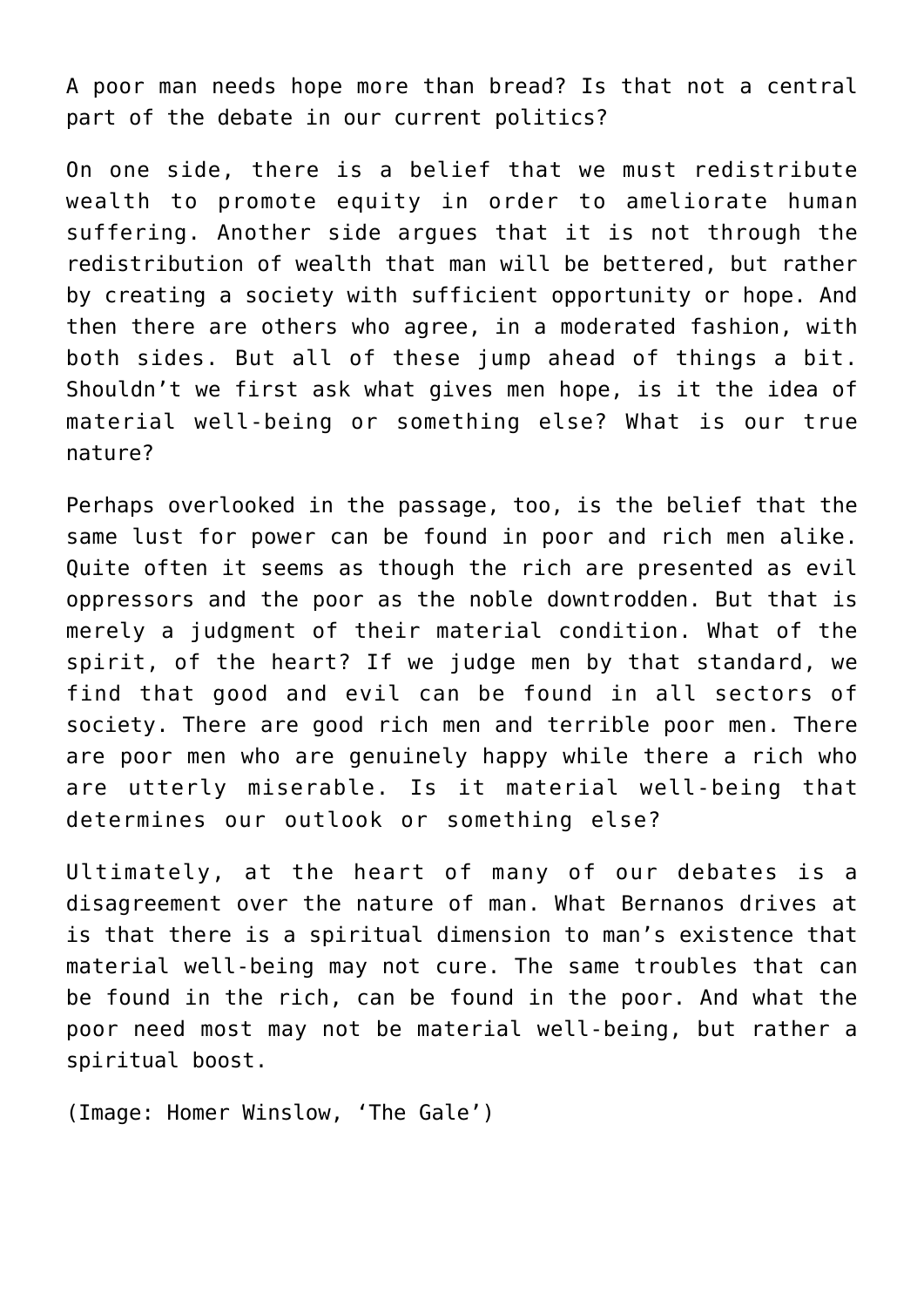A poor man needs hope more than bread? Is that not a central part of the debate in our current politics?

On one side, there is a belief that we must redistribute wealth to promote equity in order to ameliorate human suffering. Another side argues that it is not through the redistribution of wealth that man will be bettered, but rather by creating a society with sufficient opportunity or hope. And then there are others who agree, in a moderated fashion, with both sides. But all of these jump ahead of things a bit. Shouldn't we first ask what gives men hope, is it the idea of material well-being or something else? What is our true nature?

Perhaps overlooked in the passage, too, is the belief that the same lust for power can be found in poor and rich men alike. Quite often it seems as though the rich are presented as evil oppressors and the poor as the noble downtrodden. But that is merely a judgment of their material condition. What of the spirit, of the heart? If we judge men by that standard, we find that good and evil can be found in all sectors of society. There are good rich men and terrible poor men. There are poor men who are genuinely happy while there a rich who are utterly miserable. Is it material well-being that determines our outlook or something else?

Ultimately, at the heart of many of our debates is a disagreement over the nature of man. What Bernanos drives at is that there is a spiritual dimension to man's existence that material well-being may not cure. The same troubles that can be found in the rich, can be found in the poor. And what the poor need most may not be material well-being, but rather a spiritual boost.

(Image: Homer Winslow, 'The Gale')